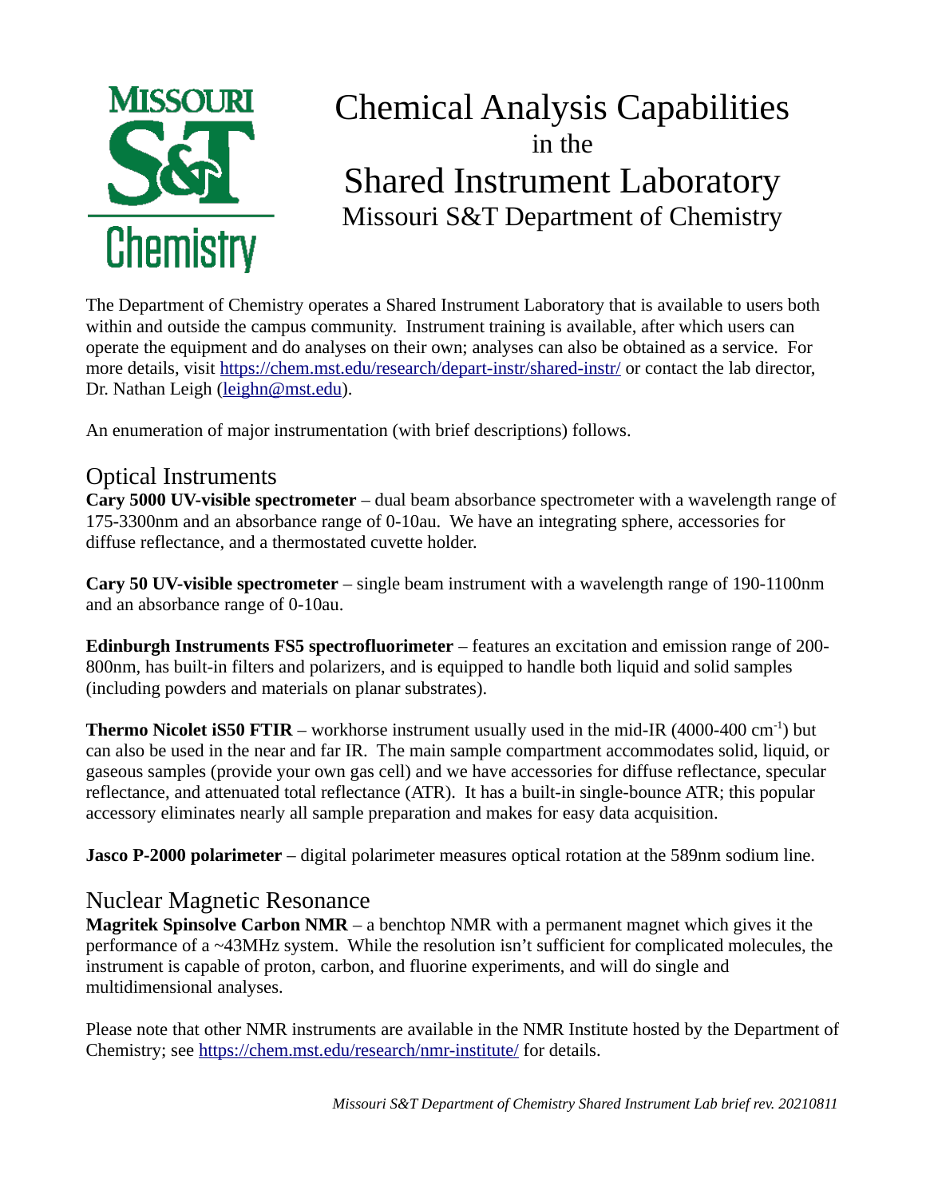# Chemical Analysis Capabilities in the Shared Instrument Laboratory

## Missouri S&T Department of Chemistry

The Department of Chemistry operates a Shared Instrument Laboratory that is available to users both within and outside the campus community. Instrument training is available, after which users can operate the equipment and do analyses on their own; analyses can also be obtained as a service. For more details, visit https://chem.mst.edu/research/depart-instr/shared-instr/ or contact the lab director, Dr. Nathan Leigh (leighn@mst.edu).

An enumeration of major instrumentation (with brief descriptions) follows.

## Optical Instruments

**Cary 5000 UV-visible spectrometer** – dual beam absorbance spectrometer with a wavelength range of 175-3300nm and an absorbance range of 0-10au. We have an integrating sphere, accessories for diffuse reflectance, and a thermostated cuvette holder.

**Cary 50 UV-visible spectrometer** – single beam instrument with a wavelength range of 190-1100nm and an absorbance range of 0-10au.

**Edinburgh Instruments FS5 spectrofluorimeter** – features an excitation and emission range of 200-800nm, has built-in filters and polarizers, and is equipped to handle both liquid and solid samples (including powders and materials on planar substrates).

**Thermo Nicolet iS50 FTIR** – workhorse instrument usually used in the mid-IR (4000-400 $cm^{-1}$) but can also be used in the near and far IR. The main sample compartment accommodates solid, liquid, or gaseous samples (provide your own gas cell) and we have accessories for diffuse reflectance, specular reflectance, and attenuated total reflectance (ATR). It has a built-in single-bounce ATR; this popular accessory eliminates nearly all sample preparation and makes for easy data acquisition.

**Jasco P-2000 polarimeter** – digital polarimeter measures optical rotation at the 589nm sodium line.

## Nuclear Magnetic Resonance

**Magritek Spinsolve Carbon NMR** – a benchtop NMR with a permanent magnet which gives it the performance of a ~43MHz system. While the resolution isn't sufficient for complicated molecules, the instrument is capable of proton, carbon, and fluorine experiments, and will do single and multidimensional analyses.

Please note that other NMR instruments are available in the NMR Institute hosted by the Department of Chemistry; see https://chem.mst.edu/research/nmr-institute/ for details.

*Missouri S&T Department of Chemistry Shared Instrument Lab brief rev. 20210811*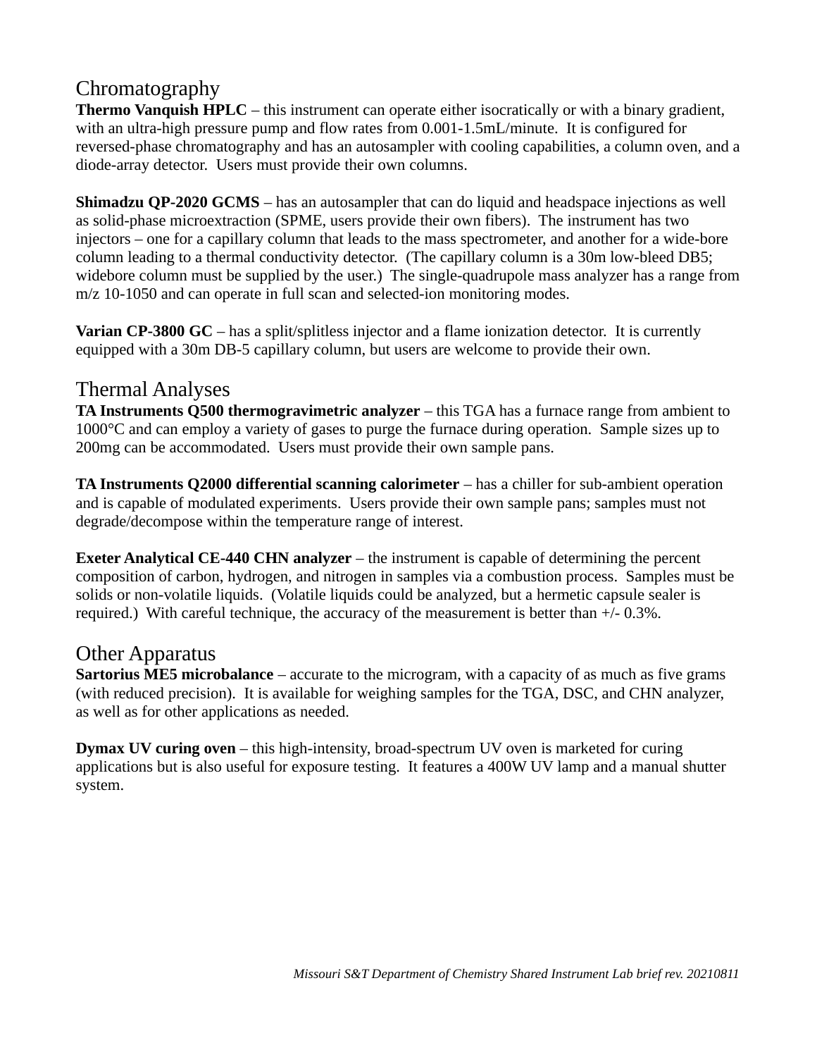## Chromatography

**Thermo Vanquish HPLC** – this instrument can operate either isocratically or with a binary gradient, with an ultra-high pressure pump and flow rates from 0.001-1.5mL/minute. It is configured for reversed-phase chromatography and has an autosampler with cooling capabilities, a column oven, and a diode-array detector. Users must provide their own columns.

**Shimadzu QP-2020 GCMS** – has an autosampler that can do liquid and headspace injections as well as solid-phase microextraction (SPME, users provide their own fibers). The instrument has two injectors – one for a capillary column that leads to the mass spectrometer, and another for a wide-bore column leading to a thermal conductivity detector. (The capillary column is a 30m low-bleed DB5; widebore column must be supplied by the user.) The single-quadrupole mass analyzer has a range from m/z 10-1050 and can operate in full scan and selected-ion monitoring modes.

**Varian CP-3800 GC** – has a split/splitless injector and a flame ionization detector. It is currently equipped with a 30m DB-5 capillary column, but users are welcome to provide their own.

## Thermal Analyses

**TA Instruments Q500 thermogravimetric analyzer** – this TGA has a furnace range from ambient to 1000°C and can employ a variety of gases to purge the furnace during operation. Sample sizes up to 200mg can be accommodated. Users must provide their own sample pans.

**TA Instruments Q2000 differential scanning calorimeter** – has a chiller for sub-ambient operation and is capable of modulated experiments. Users provide their own sample pans; samples must not degrade/decompose within the temperature range of interest.

**Exeter Analytical CE-440 CHN analyzer** – the instrument is capable of determining the percent composition of carbon, hydrogen, and nitrogen in samples via a combustion process. Samples must be solids or non-volatile liquids. (Volatile liquids could be analyzed, but a hermetic capsule sealer is required.) With careful technique, the accuracy of the measurement is better than +/- 0.3%.

## Other Apparatus

**Sartorius ME5 microbalance** – accurate to the microgram, with a capacity of as much as five grams (with reduced precision). It is available for weighing samples for the TGA, DSC, and CHN analyzer, as well as for other applications as needed.

**Dymax UV curing oven** – this high-intensity, broad-spectrum UV oven is marketed for curing applications but is also useful for exposure testing. It features a 400W UV lamp and a manual shutter system.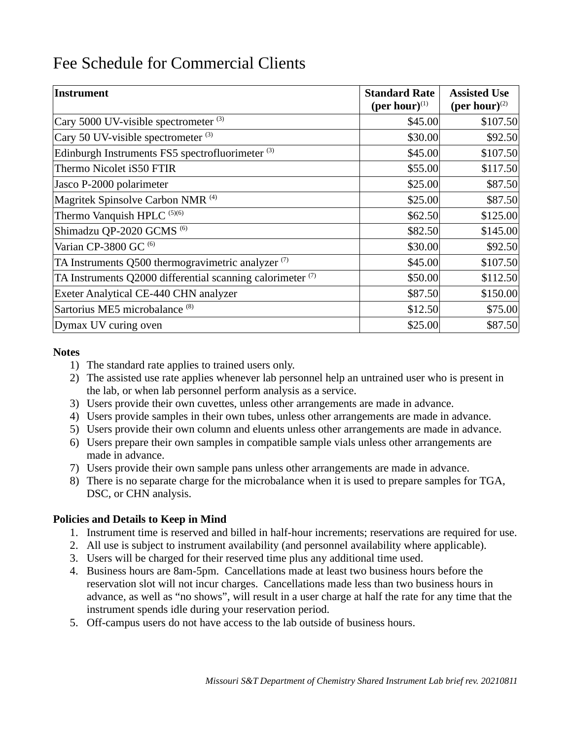# Fee Schedule for Commercial Clients

| Instrument | Standard Rate (per hour)[1] | Assisted Use (per hour)[2] |
| --- | --- | --- |
| Cary 5000 UV-visible spectrometer [3] | $45.00 | $107.50 |
| Cary 50 UV-visible spectrometer [3] | $30.00 | $92.50 |
| Edinburgh Instruments FS5 spectrofluorimeter [3] | $45.00 | $107.50 |
| Thermo Nicolet iS50 FTIR | $55.00 | $117.50 |
| Jasco P-2000 polarimeter | $25.00 | $87.50 |
| Magritek Spinsolve Carbon NMR [4] | $25.00 | $87.50 |
| Thermo Vanquish HPLC [5][6] | $62.50 | $125.00 |
| Shimadzu QP-2020 GCMS [6] | $82.50 | $145.00 |
| Varian CP-3800 GC [6] | $30.00 | $92.50 |
| TA Instruments Q500 thermogravimetric analyzer [7] | $45.00 | $107.50 |
| TA Instruments Q2000 differential scanning calorimeter [7] | $50.00 | $112.50 |
| Exeter Analytical CE-440 CHN analyzer | $87.50 | $150.00 |
| Sartorius ME5 microbalance [8] | $12.50 | $75.00 |
| Dymax UV curing oven | $25.00 | $87.50 |

**Notes**

1) The standard rate applies to trained users only.
2) The assisted use rate applies whenever lab personnel help an untrained user who is present in the lab, or when lab personnel perform analysis as a service.
3) Users provide their own cuvettes, unless other arrangements are made in advance.
4) Users provide samples in their own tubes, unless other arrangements are made in advance.
5) Users provide their own column and eluents unless other arrangements are made in advance.
6) Users prepare their own samples in compatible sample vials unless other arrangements are made in advance.
7) Users provide their own sample pans unless other arrangements are made in advance.
8) There is no separate charge for the microbalance when it is used to prepare samples for TGA, DSC, or CHN analysis.

**Policies and Details to Keep in Mind**

1. Instrument time is reserved and billed in half-hour increments; reservations are required for use.
2. All use is subject to instrument availability (and personnel availability where applicable).
3. Users will be charged for their reserved time plus any additional time used.
4. Business hours are 8am-5pm. Cancellations made at least two business hours before the reservation slot will not incur charges. Cancellations made less than two business hours in advance, as well as "no shows", will result in a user charge at half the rate for any time that the instrument spends idle during your reservation period.
5. Off-campus users do not have access to the lab outside of business hours.

*Missouri S&T Department of Chemistry Shared Instrument Lab brief rev. 20210811*